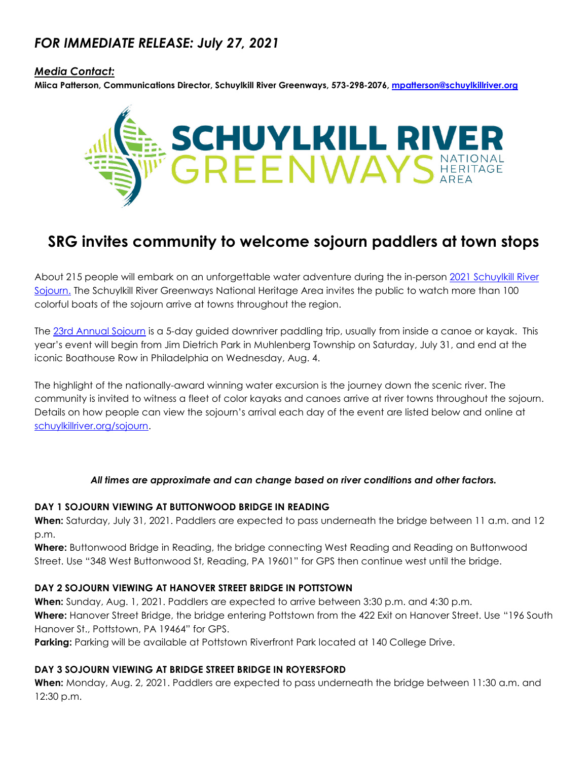# *FOR IMMEDIATE RELEASE: July 27, 2021*

***Media Contact:***

**Miica Patterson, Communications Director, Schuylkill River Greenways, 573-298-2076, [mpatterson@schuylkillriver.org](mailto:mpatterson@schuylkillriver.org)**

SCHUYLKILL RIVER GREENWAYS NATIONAL HERITAGE AREA

## SRG invites community to welcome sojourn paddlers at town stops

About 215 people will embark on an unforgettable water adventure during the in-person [2021 Schuylkill River Sojourn.](#) The Schuylkill River Greenways National Heritage Area invites the public to watch more than 100 colorful boats of the sojourn arrive at towns throughout the region.

The [23rd Annual Sojourn](#) is a 5-day guided downriver paddling trip, usually from inside a canoe or kayak. This year's event will begin from Jim Dietrich Park in Muhlenberg Township on Saturday, July 31, and end at the iconic Boathouse Row in Philadelphia on Wednesday, Aug. 4.

The highlight of the nationally-award winning water excursion is the journey down the scenic river. The community is invited to witness a fleet of color kayaks and canoes arrive at river towns throughout the sojourn. Details on how people can view the sojourn's arrival each day of the event are listed below and online at [schuylkillriver.org/sojourn](#).

***All times are approximate and can change based on river conditions and other factors.***

**DAY 1 SOJOURN VIEWING AT BUTTONWOOD BRIDGE IN READING**

**When:** Saturday, July 31, 2021. Paddlers are expected to pass underneath the bridge between 11 a.m. and 12 p.m.

**Where:** Buttonwood Bridge in Reading, the bridge connecting West Reading and Reading on Buttonwood Street. Use "348 West Buttonwood St, Reading, PA 19601" for GPS then continue west until the bridge.

**DAY 2 SOJOURN VIEWING AT HANOVER STREET BRIDGE IN POTTSTOWN**

**When:** Sunday, Aug. 1, 2021. Paddlers are expected to arrive between 3:30 p.m. and 4:30 p.m.

**Where:** Hanover Street Bridge, the bridge entering Pottstown from the 422 Exit on Hanover Street. Use "196 South Hanover St., Pottstown, PA 19464" for GPS.

**Parking:** Parking will be available at Pottstown Riverfront Park located at 140 College Drive.

**DAY 3 SOJOURN VIEWING AT BRIDGE STREET BRIDGE IN ROYERSFORD**

**When:** Monday, Aug. 2, 2021. Paddlers are expected to pass underneath the bridge between 11:30 a.m. and 12:30 p.m.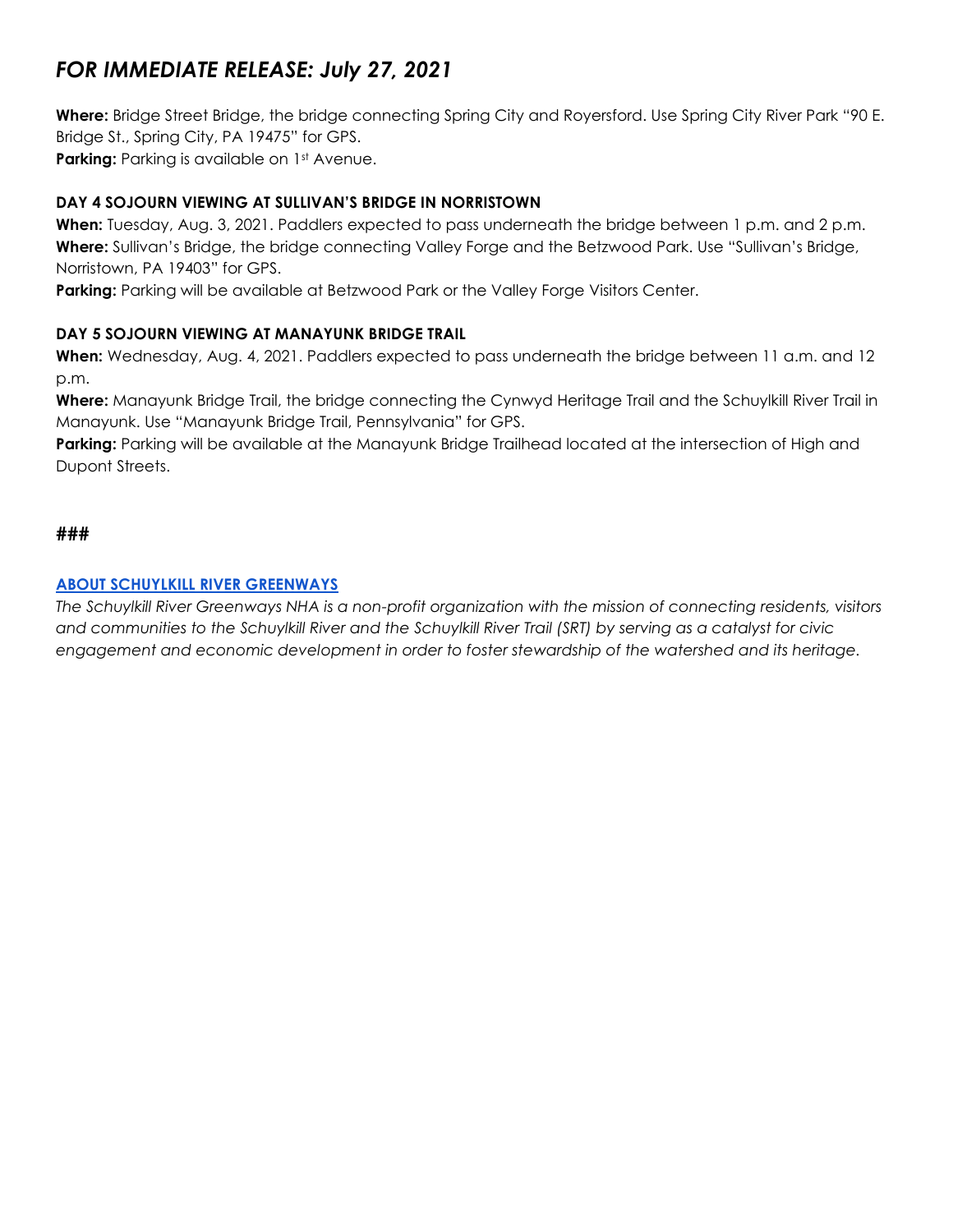# *FOR IMMEDIATE RELEASE: July 27, 2021*

**Where:** Bridge Street Bridge, the bridge connecting Spring City and Royersford. Use Spring City River Park "90 E. Bridge St., Spring City, PA 19475" for GPS.
**Parking:** Parking is available on 1st Avenue.

**DAY 4 SOJOURN VIEWING AT SULLIVAN'S BRIDGE IN NORRISTOWN**

**When:** Tuesday, Aug. 3, 2021. Paddlers expected to pass underneath the bridge between 1 p.m. and 2 p.m.
**Where:** Sullivan's Bridge, the bridge connecting Valley Forge and the Betzwood Park. Use "Sullivan's Bridge, Norristown, PA 19403" for GPS.
**Parking:** Parking will be available at Betzwood Park or the Valley Forge Visitors Center.

**DAY 5 SOJOURN VIEWING AT MANAYUNK BRIDGE TRAIL**

**When:** Wednesday, Aug. 4, 2021. Paddlers expected to pass underneath the bridge between 11 a.m. and 12 p.m.
**Where:** Manayunk Bridge Trail, the bridge connecting the Cynwyd Heritage Trail and the Schuylkill River Trail in Manayunk. Use "Manayunk Bridge Trail, Pennsylvania" for GPS.
**Parking:** Parking will be available at the Manayunk Bridge Trailhead located at the intersection of High and Dupont Streets.

**###**

**ABOUT SCHUYLKILL RIVER GREENWAYS**

*The Schuylkill River Greenways NHA is a non-profit organization with the mission of connecting residents, visitors and communities to the Schuylkill River and the Schuylkill River Trail (SRT) by serving as a catalyst for civic engagement and economic development in order to foster stewardship of the watershed and its heritage.*